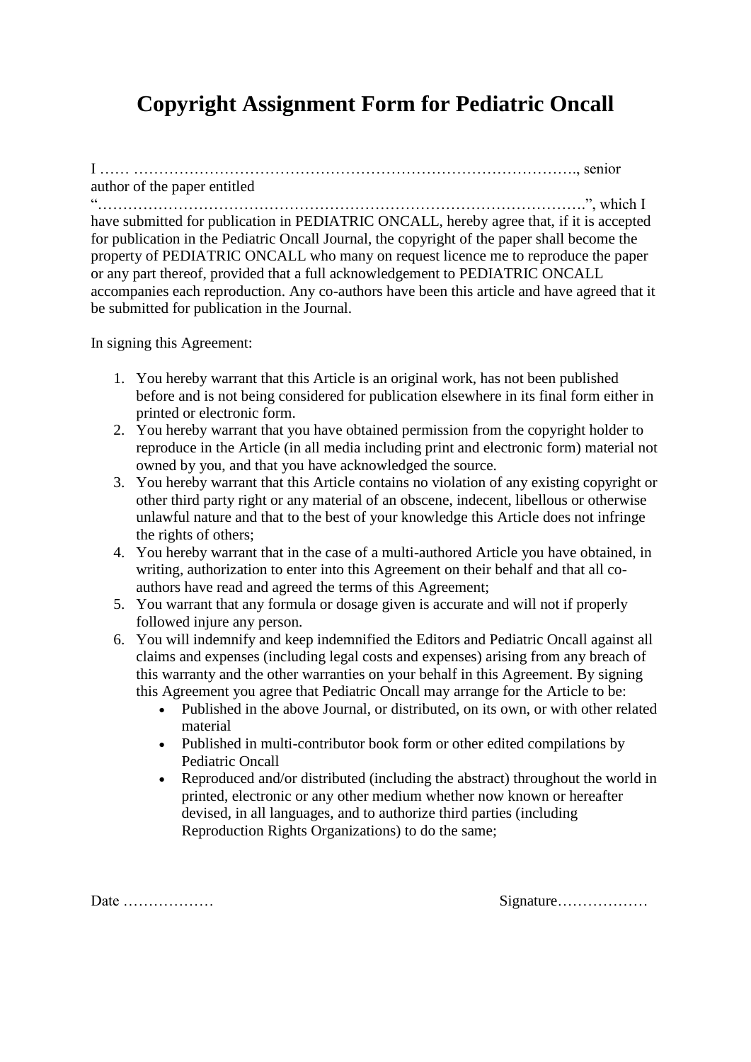# Copyright Assignment Form for Pediatric Oncall

I …… ………………………………………………………………………………., senior author of the paper entitled "……………………………………………………………………………………….", which I have submitted for publication in PEDIATRIC ONCALL, hereby agree that, if it is accepted for publication in the Pediatric Oncall Journal, the copyright of the paper shall become the property of PEDIATRIC ONCALL who many on request licence me to reproduce the paper or any part thereof, provided that a full acknowledgement to PEDIATRIC ONCALL accompanies each reproduction. Any co-authors have been this article and have agreed that it be submitted for publication in the Journal.

In signing this Agreement:

1. You hereby warrant that this Article is an original work, has not been published before and is not being considered for publication elsewhere in its final form either in printed or electronic form.
2. You hereby warrant that you have obtained permission from the copyright holder to reproduce in the Article (in all media including print and electronic form) material not owned by you, and that you have acknowledged the source.
3. You hereby warrant that this Article contains no violation of any existing copyright or other third party right or any material of an obscene, indecent, libellous or otherwise unlawful nature and that to the best of your knowledge this Article does not infringe the rights of others;
4. You hereby warrant that in the case of a multi-authored Article you have obtained, in writing, authorization to enter into this Agreement on their behalf and that all co-authors have read and agreed the terms of this Agreement;
5. You warrant that any formula or dosage given is accurate and will not if properly followed injure any person.
6. You will indemnify and keep indemnified the Editors and Pediatric Oncall against all claims and expenses (including legal costs and expenses) arising from any breach of this warranty and the other warranties on your behalf in this Agreement. By signing this Agreement you agree that Pediatric Oncall may arrange for the Article to be:
   - Published in the above Journal, or distributed, on its own, or with other related material
   - Published in multi-contributor book form or other edited compilations by Pediatric Oncall
   - Reproduced and/or distributed (including the abstract) throughout the world in printed, electronic or any other medium whether now known or hereafter devised, in all languages, and to authorize third parties (including Reproduction Rights Organizations) to do the same;

Date ………………    Signature………………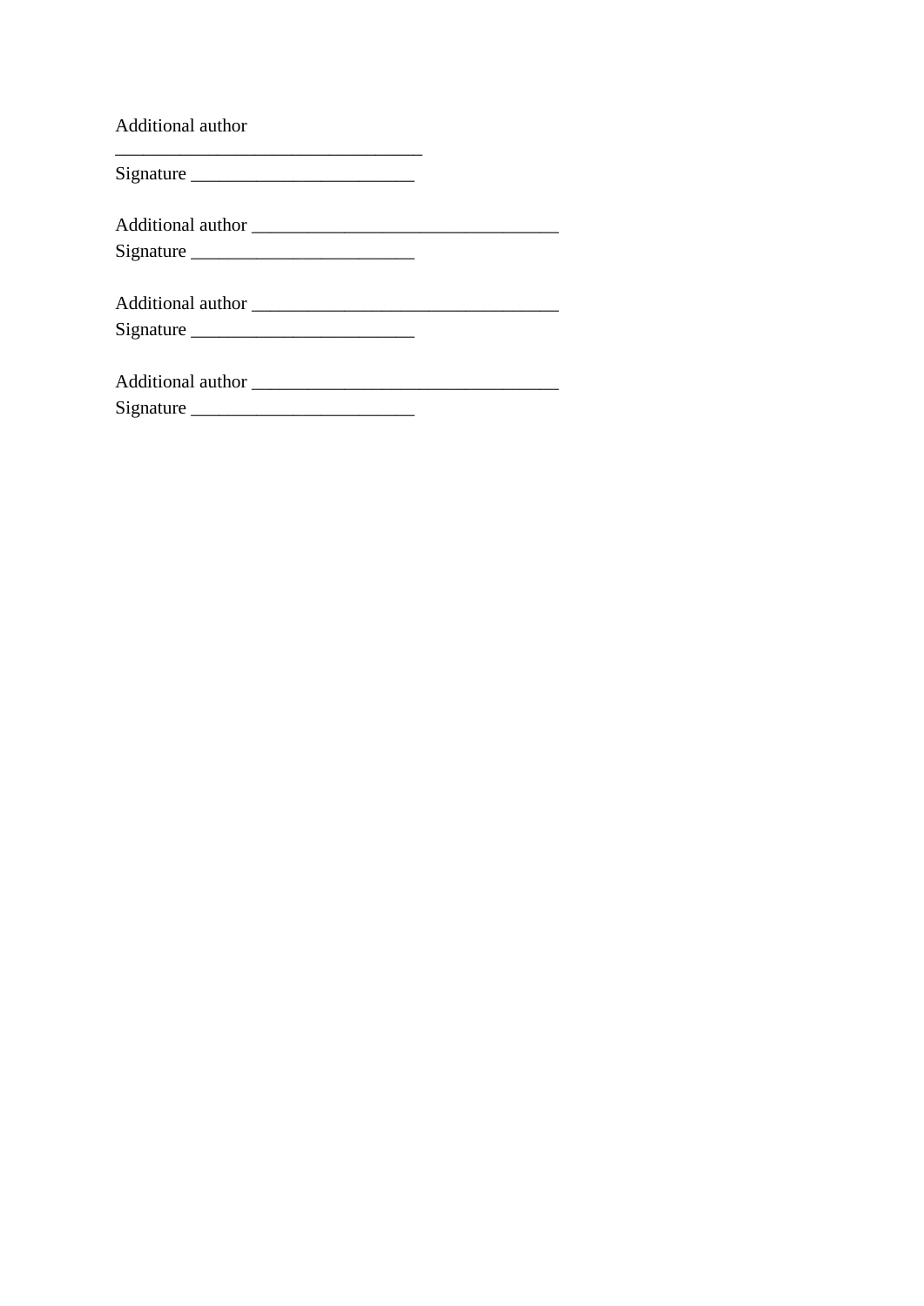Additional author
________________________________
Signature ________________________

Additional author ________________________________
Signature ________________________

Additional author ________________________________
Signature ________________________

Additional author ________________________________
Signature ________________________